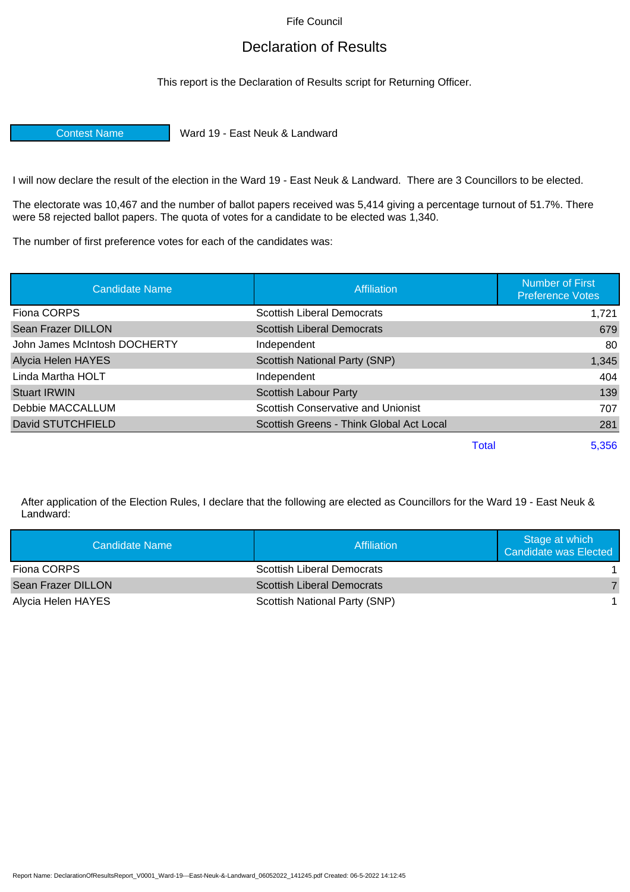Fife Council

# Declaration of Results

This report is the Declaration of Results script for Returning Officer.

| Contest Name | Ward 19 - East Neuk & Landward |
|---|---|

I will now declare the result of the election in the Ward 19 - East Neuk & Landward. There are 3 Councillors to be elected.

The electorate was 10,467 and the number of ballot papers received was 5,414 giving a percentage turnout of 51.7%. There were 58 rejected ballot papers. The quota of votes for a candidate to be elected was 1,340.

The number of first preference votes for each of the candidates was:

| Candidate Name | Affiliation | Number of First Preference Votes |
|---|---|---|
| Fiona CORPS | Scottish Liberal Democrats | 1,721 |
| Sean Frazer DILLON | Scottish Liberal Democrats | 679 |
| John James McIntosh DOCHERTY | Independent | 80 |
| Alycia Helen HAYES | Scottish National Party (SNP) | 1,345 |
| Linda Martha HOLT | Independent | 404 |
| Stuart IRWIN | Scottish Labour Party | 139 |
| Debbie MACCALLUM | Scottish Conservative and Unionist | 707 |
| David STUTCHFIELD | Scottish Greens - Think Global Act Local | 281 |
| | Total | 5,356 |

After application of the Election Rules, I declare that the following are elected as Councillors for the Ward 19 - East Neuk & Landward:

| Candidate Name | Affiliation | Stage at which Candidate was Elected |
|---|---|---|
| Fiona CORPS | Scottish Liberal Democrats | 1 |
| Sean Frazer DILLON | Scottish Liberal Democrats | 7 |
| Alycia Helen HAYES | Scottish National Party (SNP) | 1 |

Report Name: DeclarationOfResultsReport_V0001_Ward-19---East-Neuk-&-Landward_06052022_141245.pdf Created: 06-5-2022 14:12:45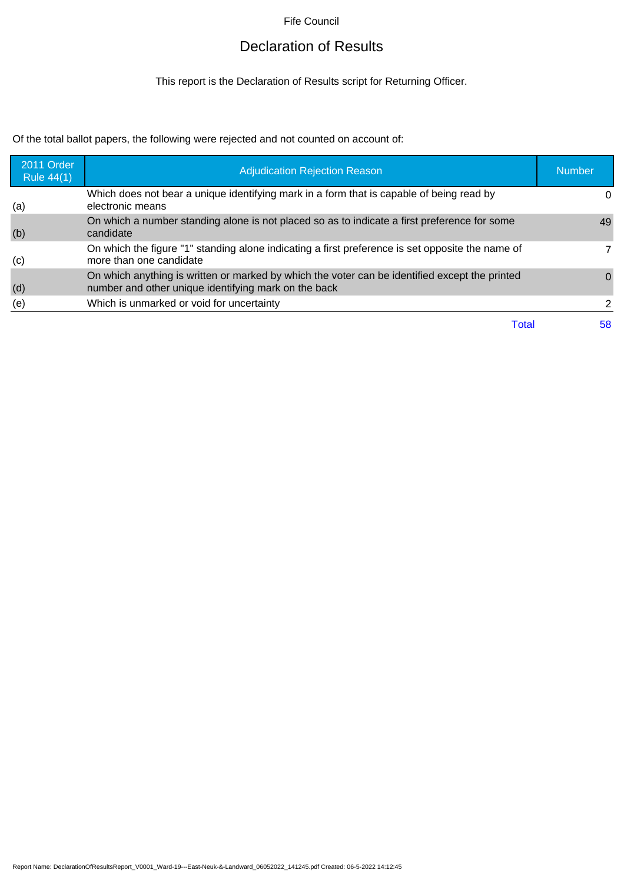Fife Council

# Declaration of Results

This report is the Declaration of Results script for Returning Officer.

Of the total ballot papers, the following were rejected and not counted on account of:

| 2011 Order Rule 44(1) | Adjudication Rejection Reason | Number |
|---|---|---|
| (a) | Which does not bear a unique identifying mark in a form that is capable of being read by electronic means | 0 |
| (b) | On which a number standing alone is not placed so as to indicate a first preference for some candidate | 49 |
| (c) | On which the figure "1" standing alone indicating a first preference is set opposite the name of more than one candidate | 7 |
| (d) | On which anything is written or marked by which the voter can be identified except the printed number and other unique identifying mark on the back | 0 |
| (e) | Which is unmarked or void for uncertainty | 2 |
| | Total | 58 |

Report Name: DeclarationOfResultsReport_V0001_Ward-19---East-Neuk-&-Landward_06052022_141245.pdf Created: 06-5-2022 14:12:45